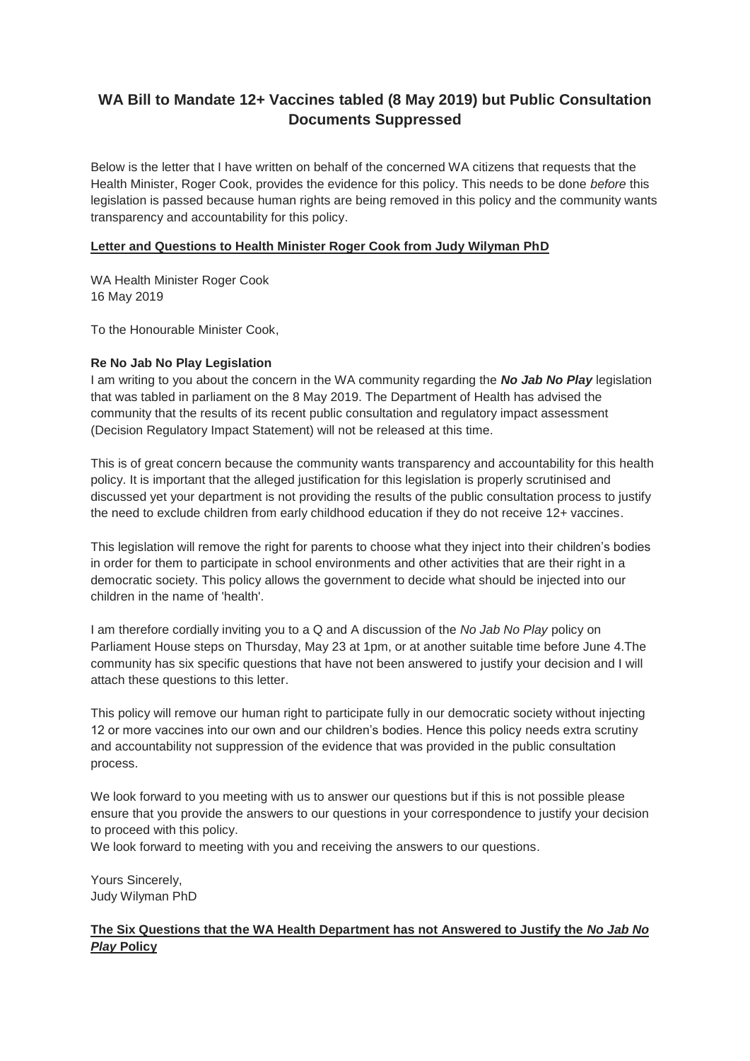# WA Bill to Mandate 12+ Vaccines tabled (8 May 2019) but Public Consultation Documents Suppressed

Below is the letter that I have written on behalf of the concerned WA citizens that requests that the Health Minister, Roger Cook, provides the evidence for this policy. This needs to be done *before* this legislation is passed because human rights are being removed in this policy and the community wants transparency and accountability for this policy.

**Letter and Questions to Health Minister Roger Cook from Judy Wilyman PhD**

WA Health Minister Roger Cook
16 May 2019

To the Honourable Minister Cook,

**Re No Jab No Play Legislation**

I am writing to you about the concern in the WA community regarding the ***No Jab No Play*** legislation that was tabled in parliament on the 8 May 2019. The Department of Health has advised the community that the results of its recent public consultation and regulatory impact assessment (Decision Regulatory Impact Statement) will not be released at this time.

This is of great concern because the community wants transparency and accountability for this health policy. It is important that the alleged justification for this legislation is properly scrutinised and discussed yet your department is not providing the results of the public consultation process to justify the need to exclude children from early childhood education if they do not receive 12+ vaccines.

This legislation will remove the right for parents to choose what they inject into their children's bodies in order for them to participate in school environments and other activities that are their right in a democratic society. This policy allows the government to decide what should be injected into our children in the name of 'health'.

I am therefore cordially inviting you to a Q and A discussion of the *No Jab No Play* policy on Parliament House steps on Thursday, May 23 at 1pm, or at another suitable time before June 4.The community has six specific questions that have not been answered to justify your decision and I will attach these questions to this letter.

This policy will remove our human right to participate fully in our democratic society without injecting 12 or more vaccines into our own and our children's bodies. Hence this policy needs extra scrutiny and accountability not suppression of the evidence that was provided in the public consultation process.

We look forward to you meeting with us to answer our questions but if this is not possible please ensure that you provide the answers to our questions in your correspondence to justify your decision to proceed with this policy.

We look forward to meeting with you and receiving the answers to our questions.

Yours Sincerely,
Judy Wilyman PhD

**The Six Questions that the WA Health Department has not Answered to Justify the *No Jab No Play* Policy**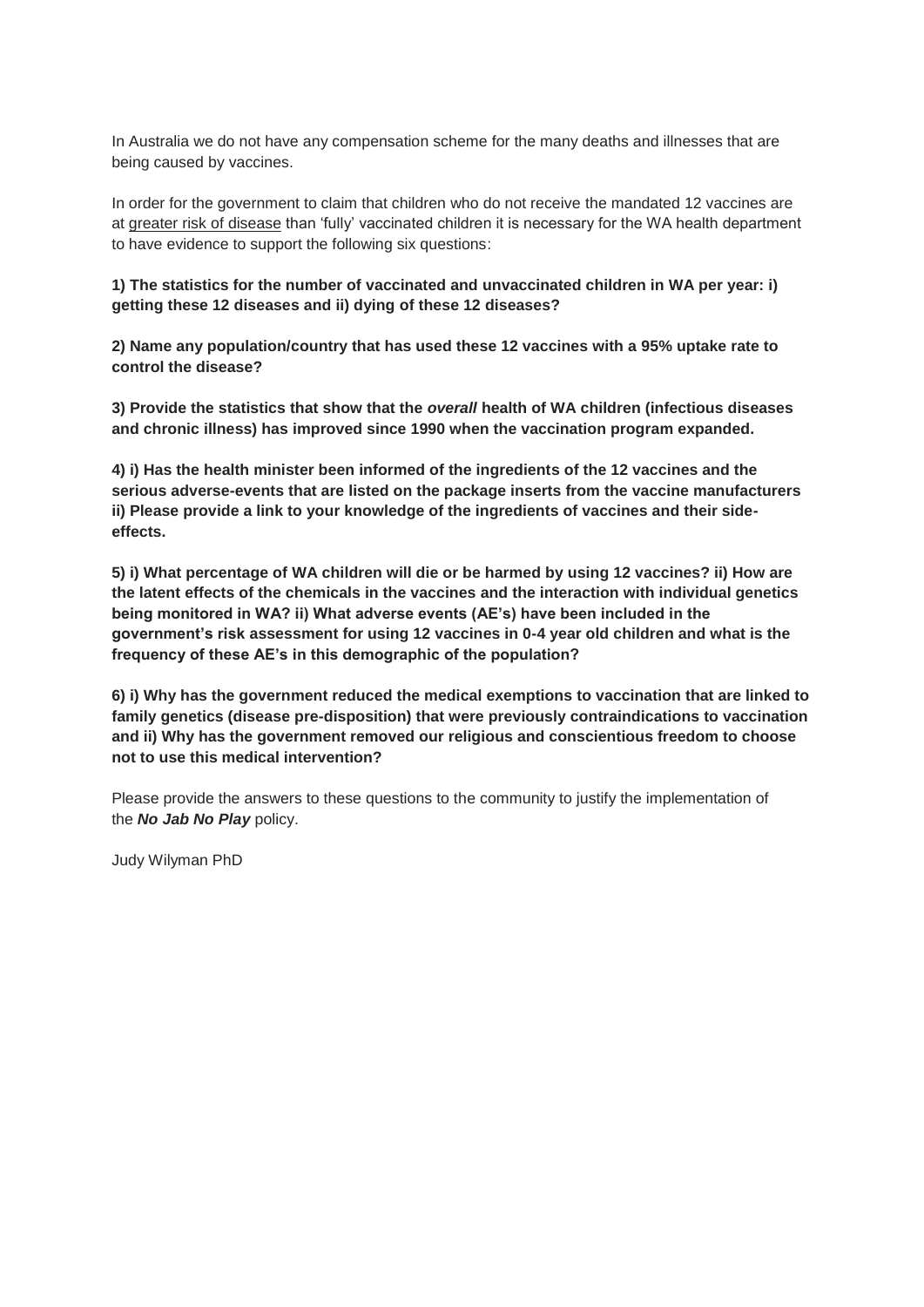In Australia we do not have any compensation scheme for the many deaths and illnesses that are being caused by vaccines.

In order for the government to claim that children who do not receive the mandated 12 vaccines are at greater risk of disease than 'fully' vaccinated children it is necessary for the WA health department to have evidence to support the following six questions:

**1) The statistics for the number of vaccinated and unvaccinated children in WA per year: i) getting these 12 diseases and ii) dying of these 12 diseases?**

**2) Name any population/country that has used these 12 vaccines with a 95% uptake rate to control the disease?**

**3) Provide the statistics that show that the *overall* health of WA children (infectious diseases and chronic illness) has improved since 1990 when the vaccination program expanded.**

**4) i) Has the health minister been informed of the ingredients of the 12 vaccines and the serious adverse-events that are listed on the package inserts from the vaccine manufacturers ii) Please provide a link to your knowledge of the ingredients of vaccines and their side-effects.**

**5) i) What percentage of WA children will die or be harmed by using 12 vaccines? ii) How are the latent effects of the chemicals in the vaccines and the interaction with individual genetics being monitored in WA? ii) What adverse events (AE's) have been included in the government's risk assessment for using 12 vaccines in 0-4 year old children and what is the frequency of these AE's in this demographic of the population?**

**6) i) Why has the government reduced the medical exemptions to vaccination that are linked to family genetics (disease pre-disposition) that were previously contraindications to vaccination and ii) Why has the government removed our religious and conscientious freedom to choose not to use this medical intervention?**

Please provide the answers to these questions to the community to justify the implementation of the ***No Jab No Play*** policy.

Judy Wilyman PhD